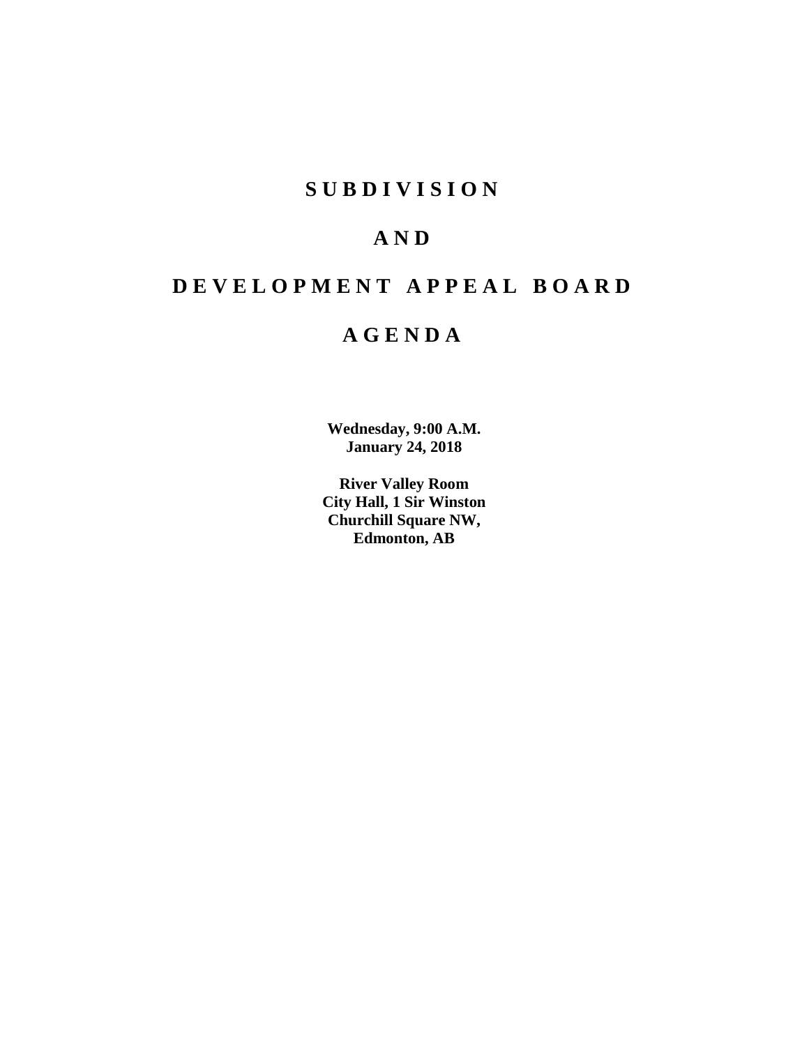# S U B D I V I S I O N

# A N D

# D E V E L O P M E N T   A P P E A L   B O A R D

# A G E N D A

**Wednesday, 9:00 A.M.**
**January 24, 2018**

**River Valley Room**
**City Hall, 1 Sir Winston**
**Churchill Square NW,**
**Edmonton, AB**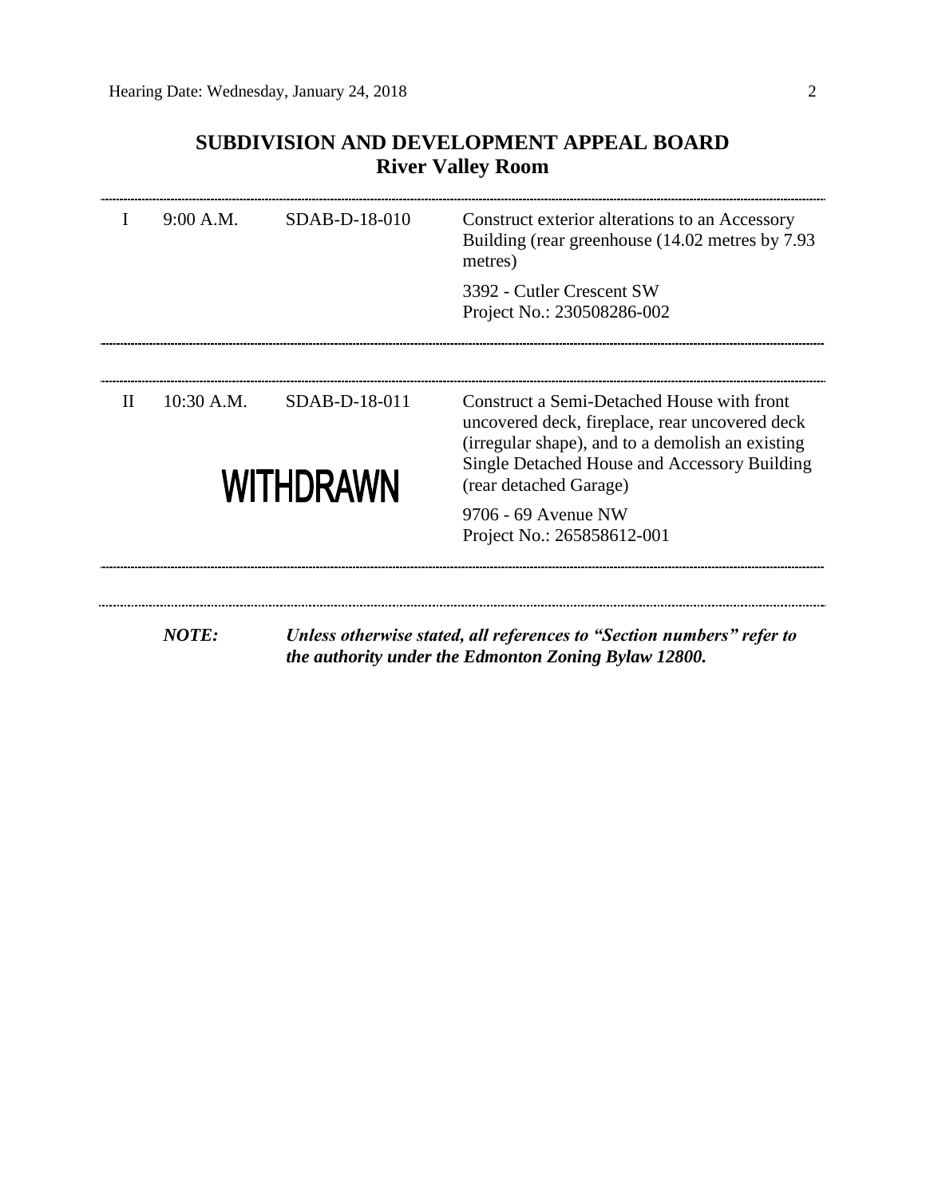## SUBDIVISION AND DEVELOPMENT APPEAL BOARD
## River Valley Room

| | | | |
|---|---|---|---|
| I | 9:00 A.M. | SDAB-D-18-010 | Construct exterior alterations to an Accessory Building (rear greenhouse (14.02 metres by 7.93 metres)<br><br>3392 - Cutler Crescent SW<br>Project No.: 230508286-002 |
| II | 10:30 A.M. | SDAB-D-18-011<br><br>**WITHDRAWN** | Construct a Semi-Detached House with front uncovered deck, fireplace, rear uncovered deck (irregular shape), and to a demolish an existing Single Detached House and Accessory Building (rear detached Garage)<br><br>9706 - 69 Avenue NW<br>Project No.: 265858612-001 |

***NOTE:*** ***Unless otherwise stated, all references to "Section numbers" refer to the authority under the Edmonton Zoning Bylaw 12800.***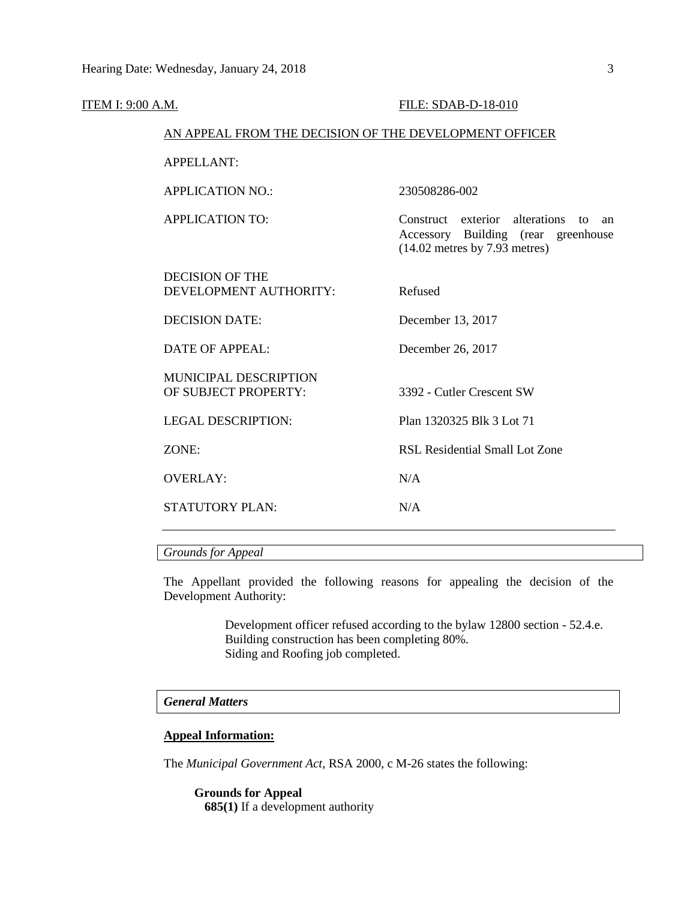ITEM I: 9:00 A.M. FILE: SDAB-D-18-010

AN APPEAL FROM THE DECISION OF THE DEVELOPMENT OFFICER

| | |
|---|---|
| APPELLANT: | |
| APPLICATION NO.: | 230508286-002 |
| APPLICATION TO: | Construct exterior alterations to an Accessory Building (rear greenhouse (14.02 metres by 7.93 metres) |
| DECISION OF THE DEVELOPMENT AUTHORITY: | Refused |
| DECISION DATE: | December 13, 2017 |
| DATE OF APPEAL: | December 26, 2017 |
| MUNICIPAL DESCRIPTION OF SUBJECT PROPERTY: | 3392 - Cutler Crescent SW |
| LEGAL DESCRIPTION: | Plan 1320325 Blk 3 Lot 71 |
| ZONE: | RSL Residential Small Lot Zone |
| OVERLAY: | N/A |
| STATUTORY PLAN: | N/A |

*Grounds for Appeal*

The Appellant provided the following reasons for appealing the decision of the Development Authority:

> Development officer refused according to the bylaw 12800 section - 52.4.e.
> Building construction has been completing 80%.
> Siding and Roofing job completed.

***General Matters***

**Appeal Information:**

The *Municipal Government Act*, RSA 2000, c M-26 states the following:

**Grounds for Appeal**
**685(1)** If a development authority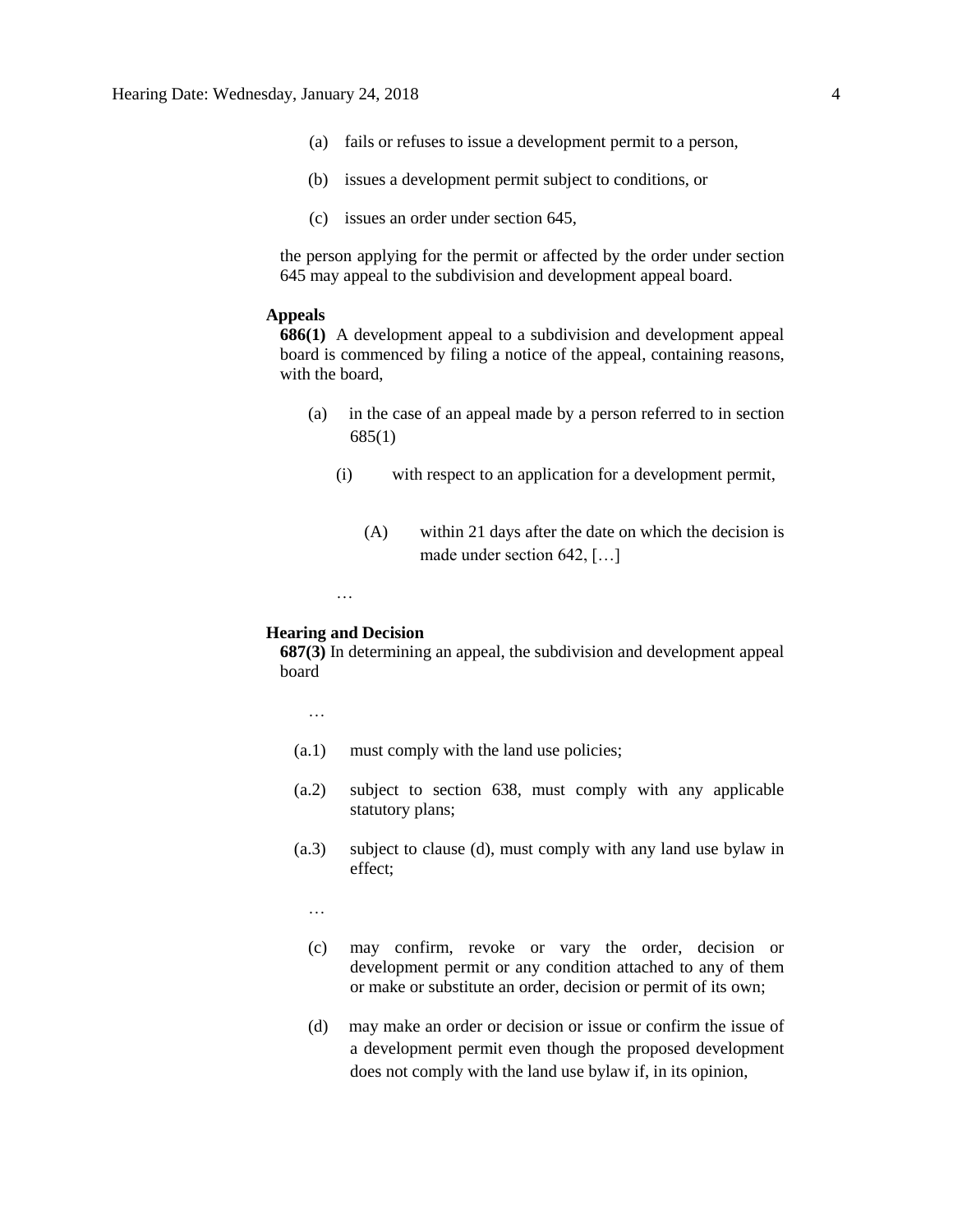(a) fails or refuses to issue a development permit to a person,

(b) issues a development permit subject to conditions, or

(c) issues an order under section 645,

the person applying for the permit or affected by the order under section 645 may appeal to the subdivision and development appeal board.

**Appeals**

**686(1)** A development appeal to a subdivision and development appeal board is commenced by filing a notice of the appeal, containing reasons, with the board,

(a) in the case of an appeal made by a person referred to in section 685(1)

(i) with respect to an application for a development permit,

(A) within 21 days after the date on which the decision is made under section 642, […]

…

**Hearing and Decision**

**687(3)** In determining an appeal, the subdivision and development appeal board

…

(a.1) must comply with the land use policies;

(a.2) subject to section 638, must comply with any applicable statutory plans;

(a.3) subject to clause (d), must comply with any land use bylaw in effect;

…

(c) may confirm, revoke or vary the order, decision or development permit or any condition attached to any of them or make or substitute an order, decision or permit of its own;

(d) may make an order or decision or issue or confirm the issue of a development permit even though the proposed development does not comply with the land use bylaw if, in its opinion,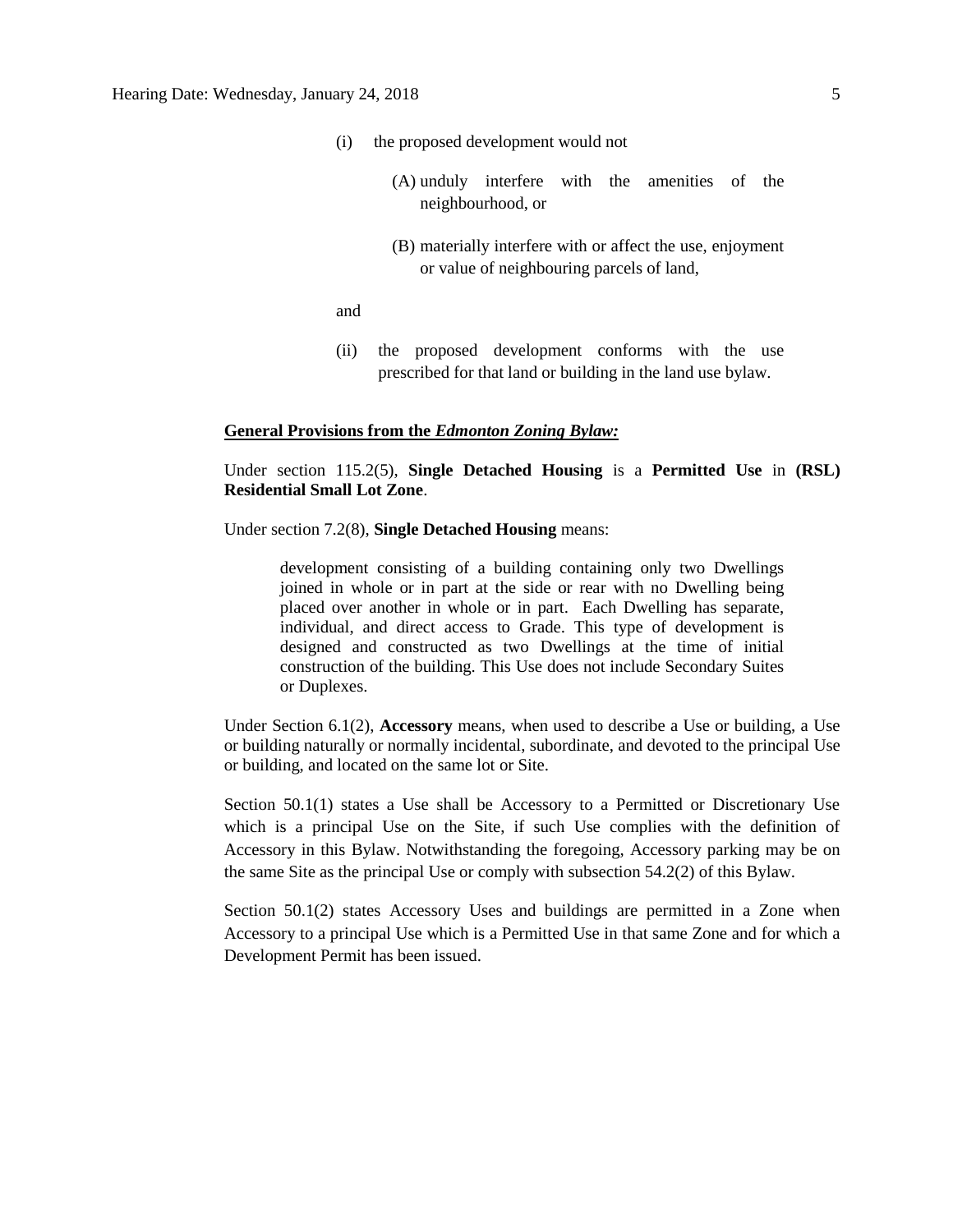(i) the proposed development would not

(A) unduly interfere with the amenities of the neighbourhood, or

(B) materially interfere with or affect the use, enjoyment or value of neighbouring parcels of land,

and

(ii) the proposed development conforms with the use prescribed for that land or building in the land use bylaw.

**General Provisions from the *Edmonton Zoning Bylaw:***

Under section 115.2(5), **Single Detached Housing** is a **Permitted Use** in **(RSL) Residential Small Lot Zone**.

Under section 7.2(8), **Single Detached Housing** means:

> development consisting of a building containing only two Dwellings joined in whole or in part at the side or rear with no Dwelling being placed over another in whole or in part. Each Dwelling has separate, individual, and direct access to Grade. This type of development is designed and constructed as two Dwellings at the time of initial construction of the building. This Use does not include Secondary Suites or Duplexes.

Under Section 6.1(2), **Accessory** means, when used to describe a Use or building, a Use or building naturally or normally incidental, subordinate, and devoted to the principal Use or building, and located on the same lot or Site.

Section 50.1(1) states a Use shall be Accessory to a Permitted or Discretionary Use which is a principal Use on the Site, if such Use complies with the definition of Accessory in this Bylaw. Notwithstanding the foregoing, Accessory parking may be on the same Site as the principal Use or comply with subsection 54.2(2) of this Bylaw.

Section 50.1(2) states Accessory Uses and buildings are permitted in a Zone when Accessory to a principal Use which is a Permitted Use in that same Zone and for which a Development Permit has been issued.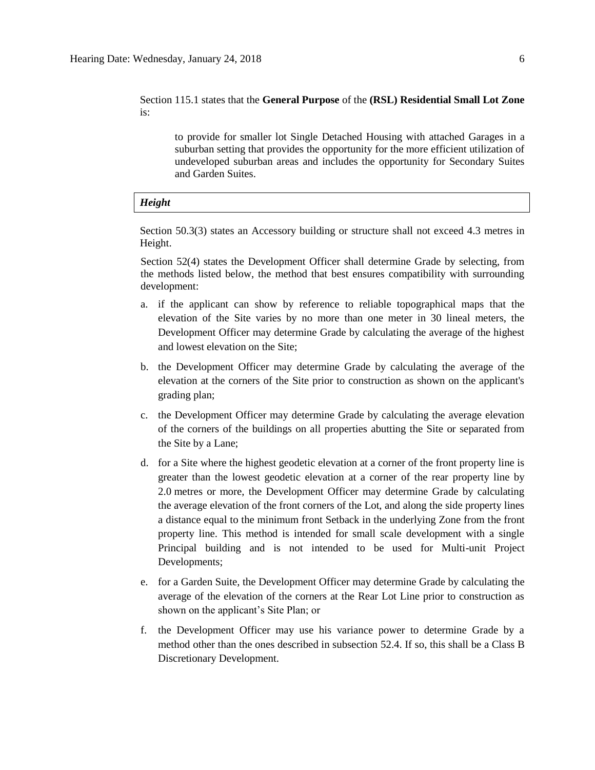Section 115.1 states that the **General Purpose** of the **(RSL) Residential Small Lot Zone** is:

> to provide for smaller lot Single Detached Housing with attached Garages in a suburban setting that provides the opportunity for the more efficient utilization of undeveloped suburban areas and includes the opportunity for Secondary Suites and Garden Suites.

***Height***

Section 50.3(3) states an Accessory building or structure shall not exceed 4.3 metres in Height.

Section 52(4) states the Development Officer shall determine Grade by selecting, from the methods listed below, the method that best ensures compatibility with surrounding development:

a. if the applicant can show by reference to reliable topographical maps that the elevation of the Site varies by no more than one meter in 30 lineal meters, the Development Officer may determine Grade by calculating the average of the highest and lowest elevation on the Site;

b. the Development Officer may determine Grade by calculating the average of the elevation at the corners of the Site prior to construction as shown on the applicant's grading plan;

c. the Development Officer may determine Grade by calculating the average elevation of the corners of the buildings on all properties abutting the Site or separated from the Site by a Lane;

d. for a Site where the highest geodetic elevation at a corner of the front property line is greater than the lowest geodetic elevation at a corner of the rear property line by 2.0 metres or more, the Development Officer may determine Grade by calculating the average elevation of the front corners of the Lot, and along the side property lines a distance equal to the minimum front Setback in the underlying Zone from the front property line. This method is intended for small scale development with a single Principal building and is not intended to be used for Multi-unit Project Developments;

e. for a Garden Suite, the Development Officer may determine Grade by calculating the average of the elevation of the corners at the Rear Lot Line prior to construction as shown on the applicant's Site Plan; or

f. the Development Officer may use his variance power to determine Grade by a method other than the ones described in subsection 52.4. If so, this shall be a Class B Discretionary Development.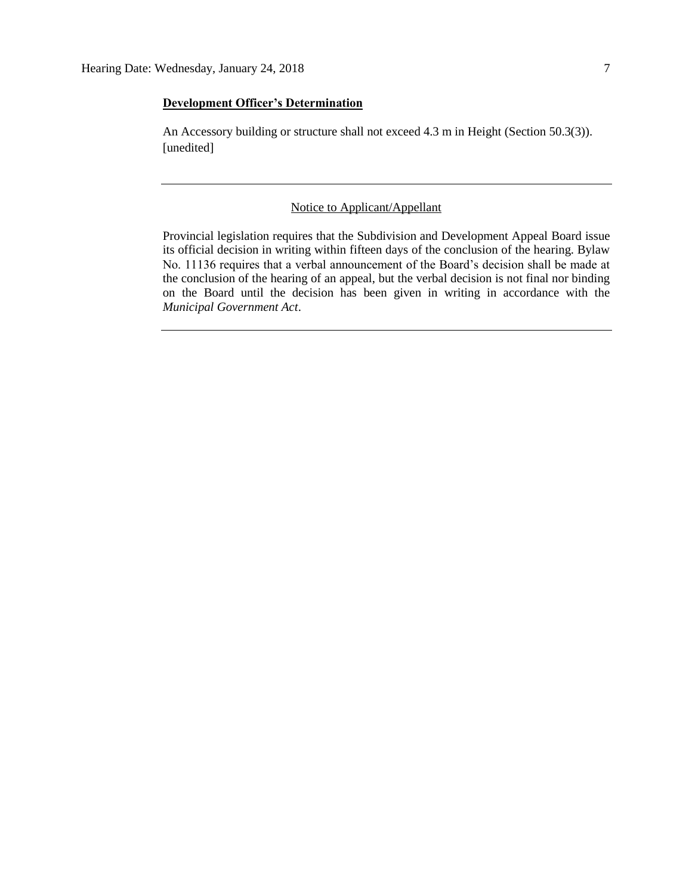**Development Officer's Determination**

An Accessory building or structure shall not exceed 4.3 m in Height (Section 50.3(3)). [unedited]

---

Notice to Applicant/Appellant

Provincial legislation requires that the Subdivision and Development Appeal Board issue its official decision in writing within fifteen days of the conclusion of the hearing. Bylaw No. 11136 requires that a verbal announcement of the Board's decision shall be made at the conclusion of the hearing of an appeal, but the verbal decision is not final nor binding on the Board until the decision has been given in writing in accordance with the *Municipal Government Act*.

---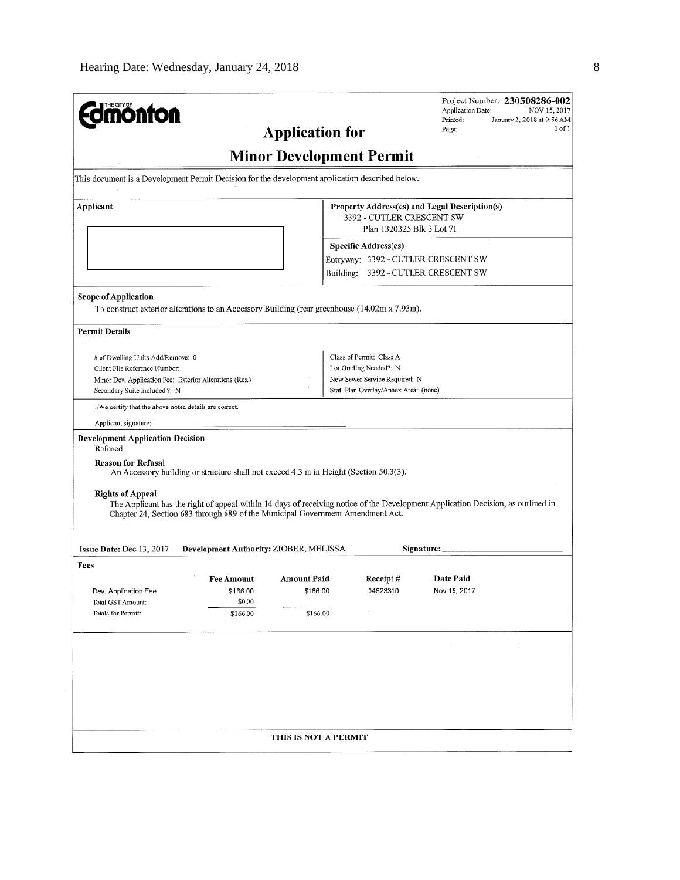**Edmonton**

Project Number: **230508286-002**
Application Date: NOV 15, 2017
Printed: January 2, 2018 at 9:56 AM
Page: 1 of 1

# Application for

# Minor Development Permit

This document is a Development Permit Decision for the development application described below.

**Applicant**

**Property Address(es) and Legal Description(s)**
3392 - CUTLER CRESCENT SW
Plan 1320325 Blk 3 Lot 71

**Specific Address(es)**
Entryway: 3392 - CUTLER CRESCENT SW
Building: 3392 - CUTLER CRESCENT SW

**Scope of Application**

To construct exterior alterations to an Accessory Building (rear greenhouse (14.02m x 7.93m).

**Permit Details**

# of Dwelling Units Add/Remove: 0
Client File Reference Number:
Minor Dev. Application Fee: Exterior Alterations (Res.)
Secondary Suite Included ?: N

Class of Permit: Class A
Lot Grading Needed?: N
New Sewer Service Required: N
Stat. Plan Overlay/Annex Area: (none)

I/We certify that the above noted details are correct.

Applicant signature:

**Development Application Decision**
Refused

**Reason for Refusal**
An Accessory building or structure shall not exceed 4.3 m in Height (Section 50.3(3).

**Rights of Appeal**
The Applicant has the right of appeal within 14 days of receiving notice of the Development Application Decision, as outlined in Chapter 24, Section 683 through 689 of the Municipal Government Amendment Act.

**Issue Date:** Dec 13, 2017 **Development Authority:** ZIOBER, MELISSA **Signature:**

**Fees**

| | Fee Amount | Amount Paid | Receipt # | Date Paid |
|---|---|---|---|---|
| Dev. Application Fee | $166.00 | $166.00 | 04623310 | Nov 15, 2017 |
| Total GST Amount: | $0.00 | | | |
| Totals for Permit: | $166.00 | $166.00 | | |

THIS IS NOT A PERMIT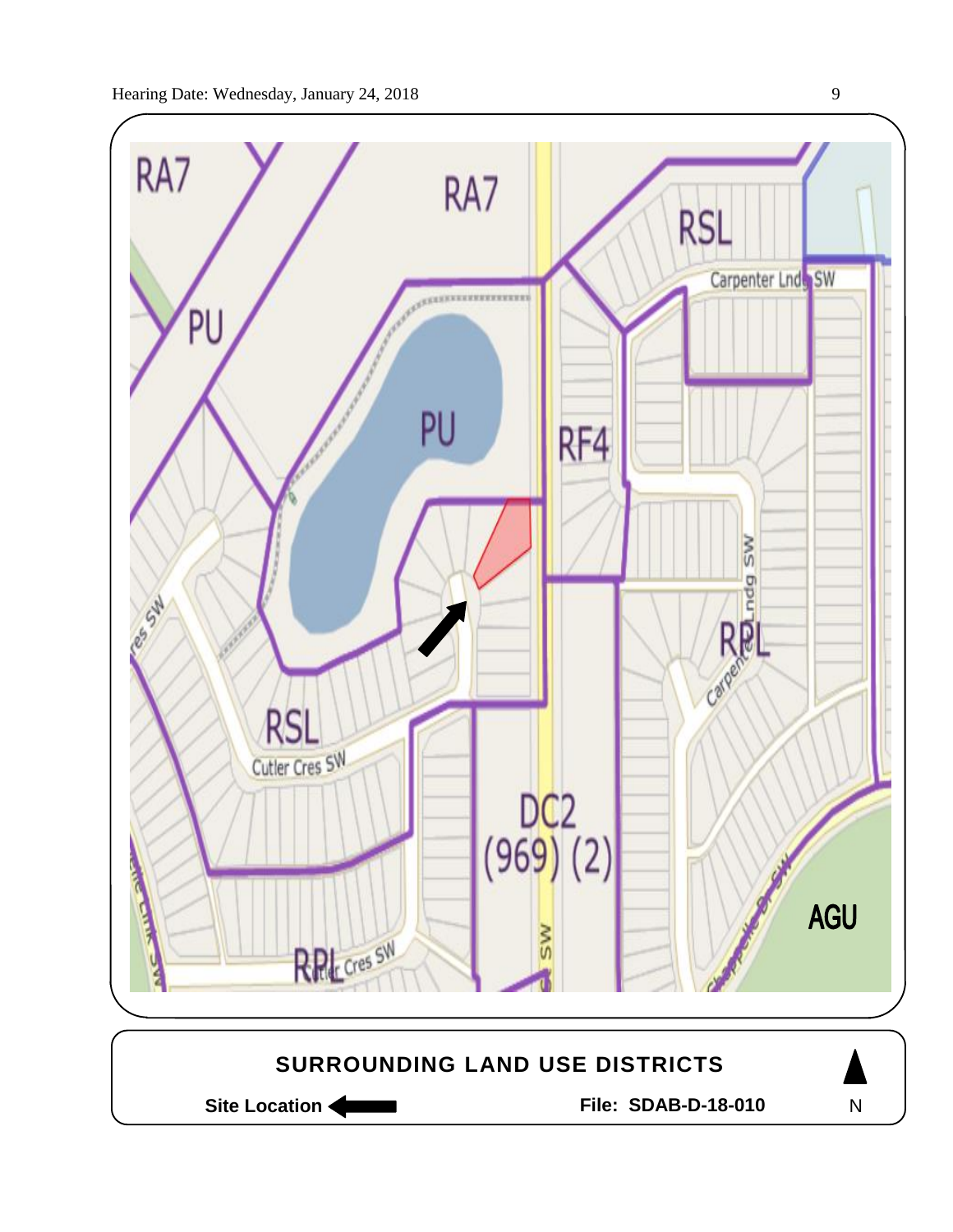RA7

RA7

RSL

Carpenter Lndg SW

PU

PU

RF4

Carpenter Lndg SW

RPL

RSL

Cutler Cres SW

DC2 (969) (2)

RPL

Cutler Cres SW

AGU

**SURROUNDING LAND USE DISTRICTS**

**Site Location** ←

**File: SDAB-D-18-010**

N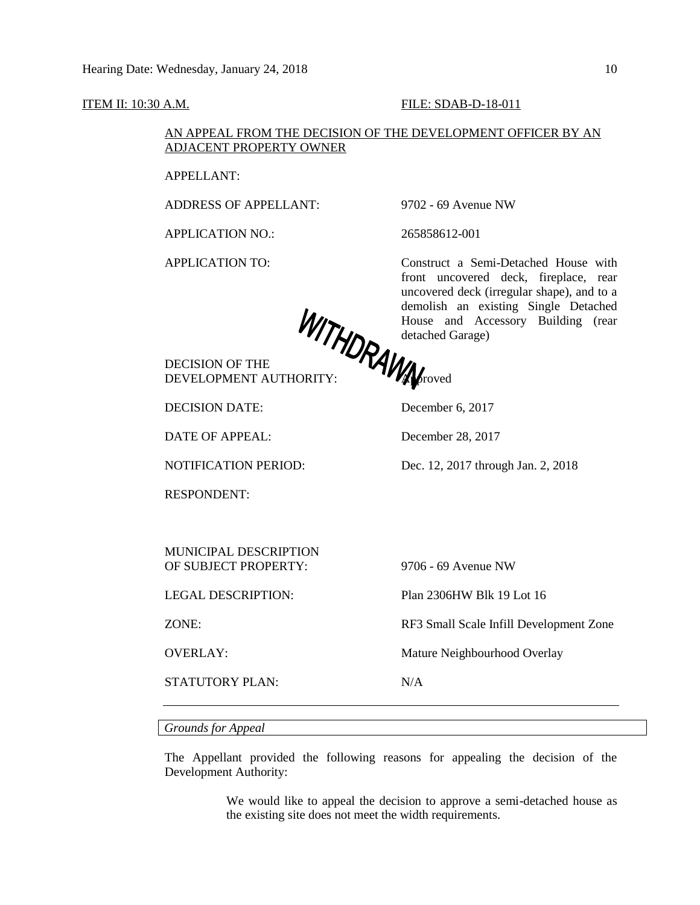ITEM II: 10:30 A.M. FILE: SDAB-D-18-011

AN APPEAL FROM THE DECISION OF THE DEVELOPMENT OFFICER BY AN ADJACENT PROPERTY OWNER

WITHDRAWN

| | |
|---|---|
| APPELLANT: | |
| ADDRESS OF APPELLANT: | 9702 - 69 Avenue NW |
| APPLICATION NO.: | 265858612-001 |
| APPLICATION TO: | Construct a Semi-Detached House with front uncovered deck, fireplace, rear uncovered deck (irregular shape), and to a demolish an existing Single Detached House and Accessory Building (rear detached Garage) |
| DECISION OF THE DEVELOPMENT AUTHORITY: | Approved |
| DECISION DATE: | December 6, 2017 |
| DATE OF APPEAL: | December 28, 2017 |
| NOTIFICATION PERIOD: | Dec. 12, 2017 through Jan. 2, 2018 |
| RESPONDENT: | |
| MUNICIPAL DESCRIPTION OF SUBJECT PROPERTY: | 9706 - 69 Avenue NW |
| LEGAL DESCRIPTION: | Plan 2306HW Blk 19 Lot 16 |
| ZONE: | RF3 Small Scale Infill Development Zone |
| OVERLAY: | Mature Neighbourhood Overlay |
| STATUTORY PLAN: | N/A |

---

*Grounds for Appeal*

The Appellant provided the following reasons for appealing the decision of the Development Authority:

> We would like to appeal the decision to approve a semi-detached house as the existing site does not meet the width requirements.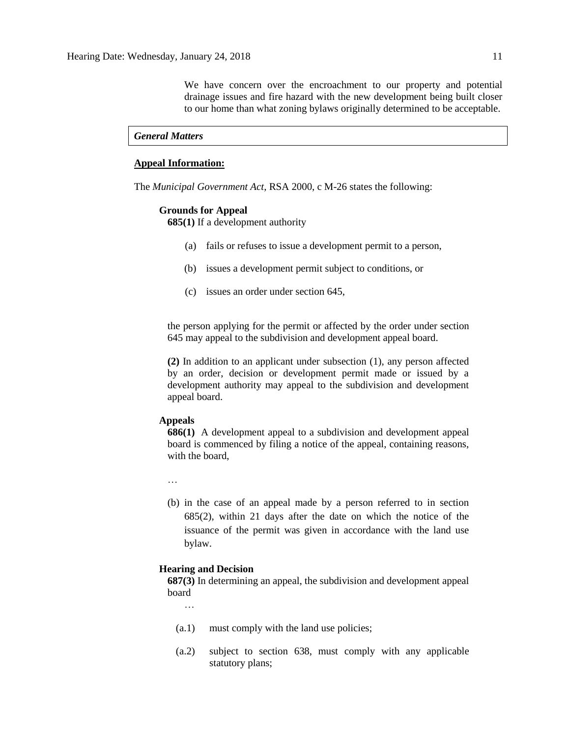> We have concern over the encroachment to our property and potential drainage issues and fire hazard with the new development being built closer to our home than what zoning bylaws originally determined to be acceptable.

***General Matters***

**<u>Appeal Information:</u>**

The *Municipal Government Act*, RSA 2000, c M-26 states the following:

**Grounds for Appeal**

**685(1)** If a development authority

(a) fails or refuses to issue a development permit to a person,

(b) issues a development permit subject to conditions, or

(c) issues an order under section 645,

the person applying for the permit or affected by the order under section 645 may appeal to the subdivision and development appeal board.

**(2)** In addition to an applicant under subsection (1), any person affected by an order, decision or development permit made or issued by a development authority may appeal to the subdivision and development appeal board.

**Appeals**

**686(1)** A development appeal to a subdivision and development appeal board is commenced by filing a notice of the appeal, containing reasons, with the board,

…

(b) in the case of an appeal made by a person referred to in section 685(2), within 21 days after the date on which the notice of the issuance of the permit was given in accordance with the land use bylaw.

**Hearing and Decision**

**687(3)** In determining an appeal, the subdivision and development appeal board

…

(a.1) must comply with the land use policies;

(a.2) subject to section 638, must comply with any applicable statutory plans;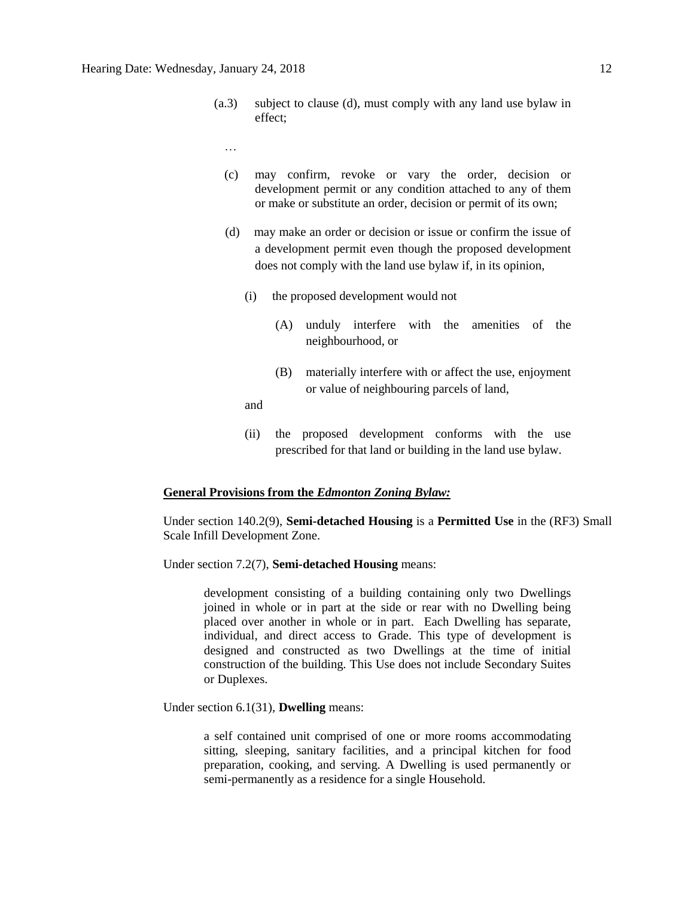(a.3) subject to clause (d), must comply with any land use bylaw in effect;

…

(c) may confirm, revoke or vary the order, decision or development permit or any condition attached to any of them or make or substitute an order, decision or permit of its own;

(d) may make an order or decision or issue or confirm the issue of a development permit even though the proposed development does not comply with the land use bylaw if, in its opinion,

(i) the proposed development would not

(A) unduly interfere with the amenities of the neighbourhood, or

(B) materially interfere with or affect the use, enjoyment or value of neighbouring parcels of land,

and

(ii) the proposed development conforms with the use prescribed for that land or building in the land use bylaw.

**General Provisions from the *Edmonton Zoning Bylaw:***

Under section 140.2(9), **Semi-detached Housing** is a **Permitted Use** in the (RF3) Small Scale Infill Development Zone.

Under section 7.2(7), **Semi-detached Housing** means:

> development consisting of a building containing only two Dwellings joined in whole or in part at the side or rear with no Dwelling being placed over another in whole or in part. Each Dwelling has separate, individual, and direct access to Grade. This type of development is designed and constructed as two Dwellings at the time of initial construction of the building. This Use does not include Secondary Suites or Duplexes.

Under section 6.1(31), **Dwelling** means:

> a self contained unit comprised of one or more rooms accommodating sitting, sleeping, sanitary facilities, and a principal kitchen for food preparation, cooking, and serving. A Dwelling is used permanently or semi-permanently as a residence for a single Household.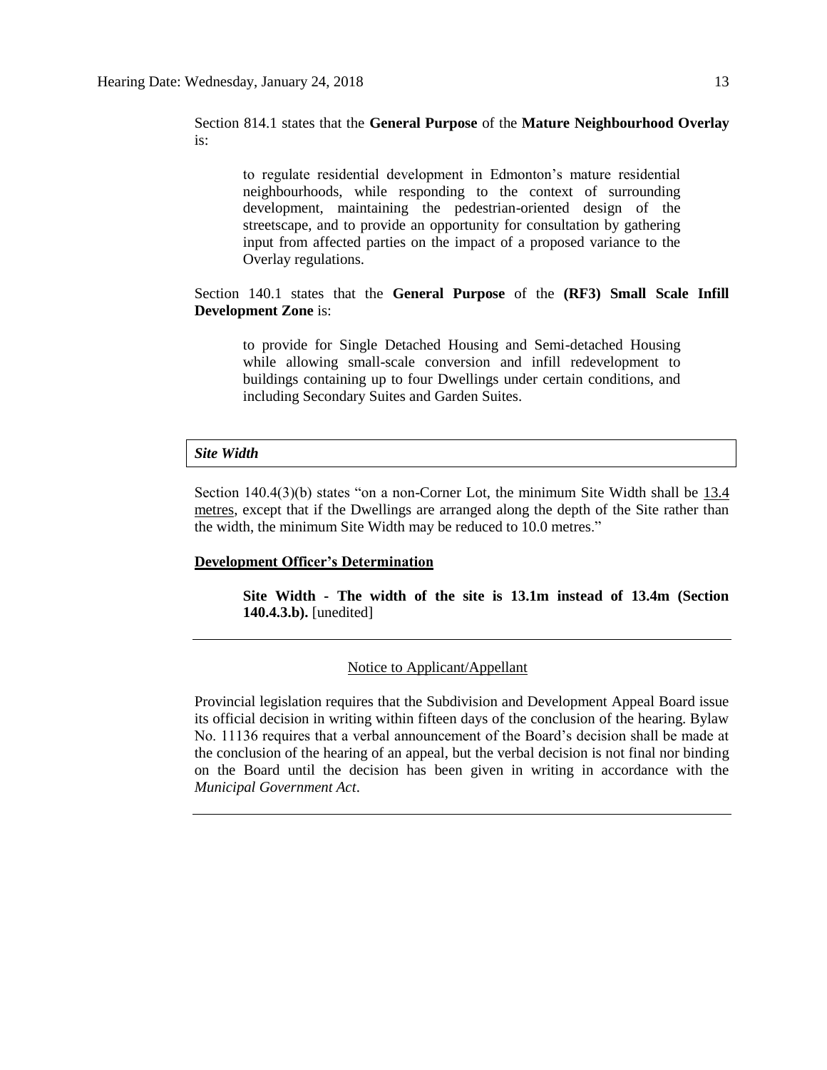Section 814.1 states that the **General Purpose** of the **Mature Neighbourhood Overlay** is:

> to regulate residential development in Edmonton's mature residential neighbourhoods, while responding to the context of surrounding development, maintaining the pedestrian-oriented design of the streetscape, and to provide an opportunity for consultation by gathering input from affected parties on the impact of a proposed variance to the Overlay regulations.

Section 140.1 states that the **General Purpose** of the **(RF3) Small Scale Infill Development Zone** is:

> to provide for Single Detached Housing and Semi-detached Housing while allowing small-scale conversion and infill redevelopment to buildings containing up to four Dwellings under certain conditions, and including Secondary Suites and Garden Suites.

***Site Width***

Section 140.4(3)(b) states "on a non-Corner Lot, the minimum Site Width shall be 13.4 metres, except that if the Dwellings are arranged along the depth of the Site rather than the width, the minimum Site Width may be reduced to 10.0 metres."

**Development Officer's Determination**

> **Site Width - The width of the site is 13.1m instead of 13.4m (Section 140.4.3.b).** [unedited]

---

Notice to Applicant/Appellant

Provincial legislation requires that the Subdivision and Development Appeal Board issue its official decision in writing within fifteen days of the conclusion of the hearing. Bylaw No. 11136 requires that a verbal announcement of the Board's decision shall be made at the conclusion of the hearing of an appeal, but the verbal decision is not final nor binding on the Board until the decision has been given in writing in accordance with the *Municipal Government Act*.

---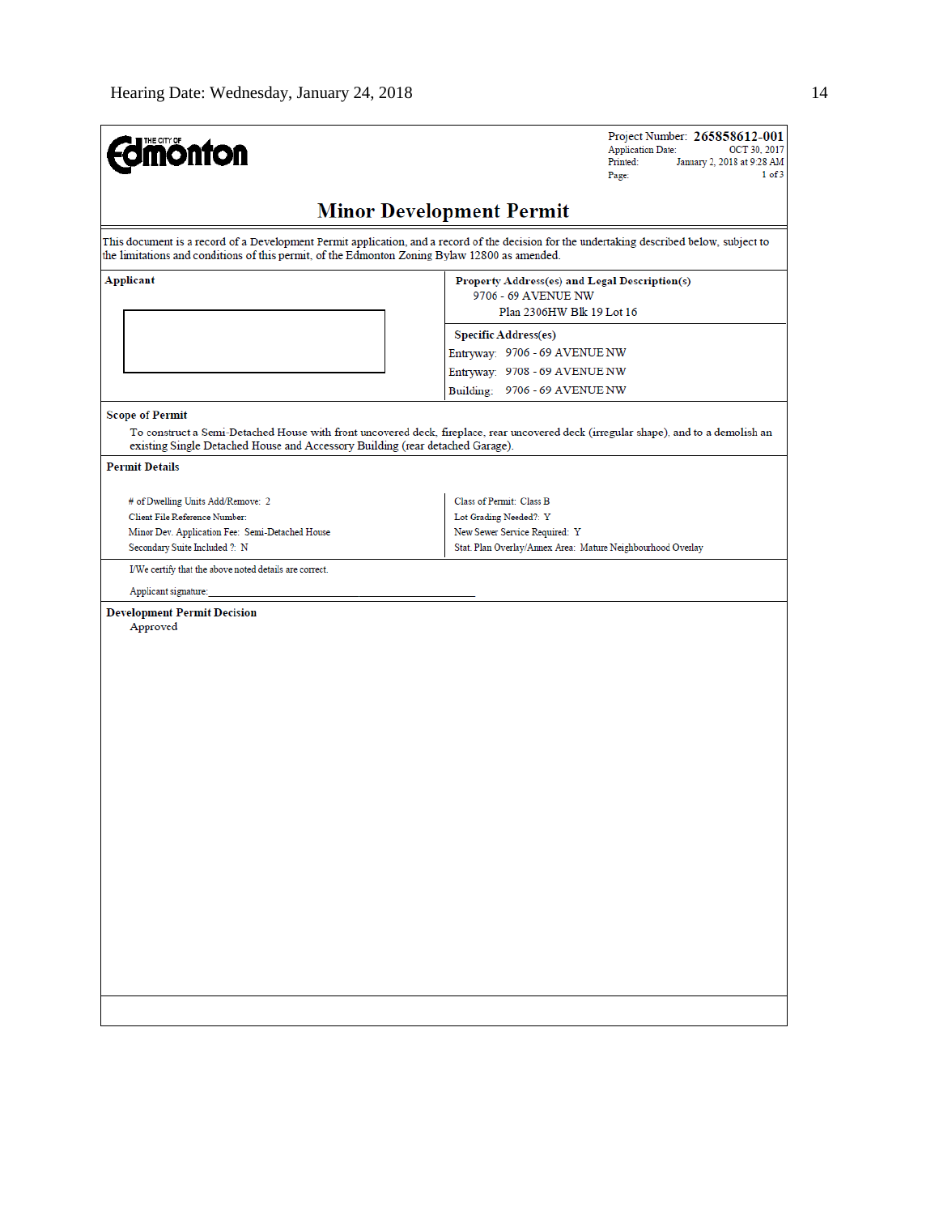THE CITY OF Edmonton

Project Number: **265858612-001**
Application Date: OCT 30, 2017
Printed: January 2, 2018 at 9:28 AM
Page: 1 of 3

# Minor Development Permit

This document is a record of a Development Permit application, and a record of the decision for the undertaking described below, subject to the limitations and conditions of this permit, of the Edmonton Zoning Bylaw 12800 as amended.

**Applicant**

**Property Address(es) and Legal Description(s)**
9706 - 69 AVENUE NW
Plan 2306HW Blk 19 Lot 16

**Specific Address(es)**
Entryway: 9706 - 69 AVENUE NW
Entryway: 9708 - 69 AVENUE NW
Building: 9706 - 69 AVENUE NW

**Scope of Permit**

To construct a Semi-Detached House with front uncovered deck, fireplace, rear uncovered deck (irregular shape), and to a demolish an existing Single Detached House and Accessory Building (rear detached Garage).

**Permit Details**

| | |
|---|---|
| # of Dwelling Units Add/Remove: 2 | Class of Permit: Class B |
| Client File Reference Number: | Lot Grading Needed?: Y |
| Minor Dev. Application Fee: Semi-Detached House | New Sewer Service Required: Y |
| Secondary Suite Included ?: N | Stat. Plan Overlay/Annex Area: Mature Neighbourhood Overlay |

I/We certify that the above noted details are correct.

Applicant signature:\_\_\_\_\_\_\_\_\_\_\_\_\_\_\_\_\_\_\_\_\_\_\_\_\_\_\_\_\_\_\_\_\_\_\_\_

**Development Permit Decision**

Approved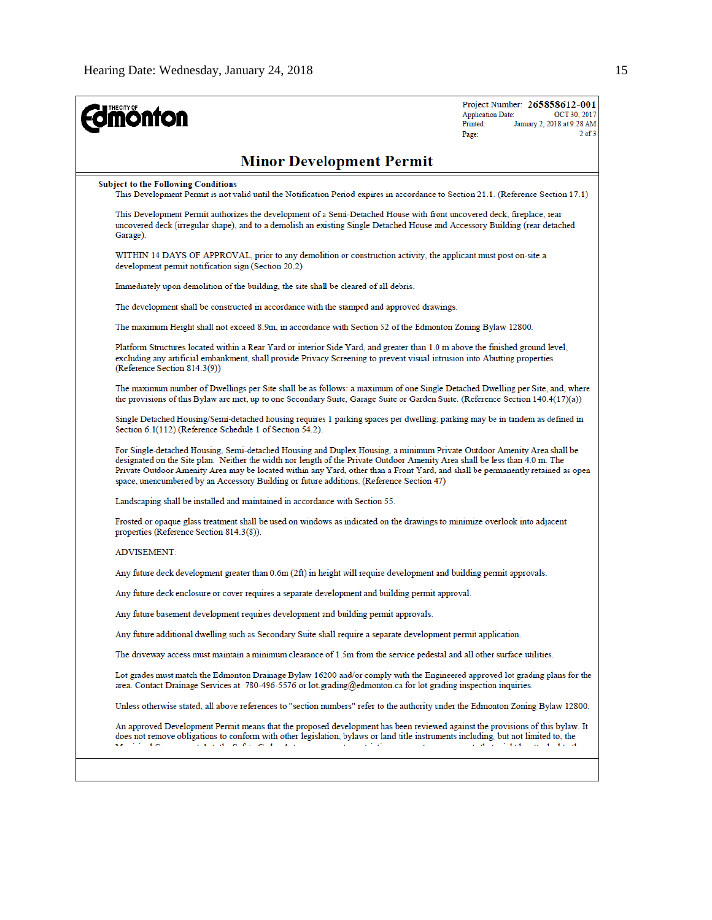THE CITY OF Edmonton

Project Number: **265858612-001**
Application Date: OCT 30, 2017
Printed: January 2, 2018 at 9:28 AM
Page: 2 of 3

## Minor Development Permit

**Subject to the Following Conditions**

This Development Permit is not valid until the Notification Period expires in accordance to Section 21.1. (Reference Section 17.1)

This Development Permit authorizes the development of a Semi-Detached House with front uncovered deck, fireplace, rear uncovered deck (irregular shape), and to a demolish an existing Single Detached House and Accessory Building (rear detached Garage).

WITHIN 14 DAYS OF APPROVAL, prior to any demolition or construction activity, the applicant must post on-site a development permit notification sign (Section 20.2)

Immediately upon demolition of the building, the site shall be cleared of all debris.

The development shall be constructed in accordance with the stamped and approved drawings.

The maximum Height shall not exceed 8.9m, in accordance with Section 52 of the Edmonton Zoning Bylaw 12800.

Platform Structures located within a Rear Yard or interior Side Yard, and greater than 1.0 m above the finished ground level, excluding any artificial embankment, shall provide Privacy Screening to prevent visual intrusion into Abutting properties. (Reference Section 814.3(9))

The maximum number of Dwellings per Site shall be as follows: a maximum of one Single Detached Dwelling per Site, and, where the provisions of this Bylaw are met, up to one Secondary Suite, Garage Suite or Garden Suite. (Reference Section 140.4(17)(a))

Single Detached Housing/Semi-detached housing requires 1 parking spaces per dwelling; parking may be in tandem as defined in Section 6.1(112) (Reference Schedule 1 of Section 54.2).

For Single-detached Housing, Semi-detached Housing and Duplex Housing, a minimum Private Outdoor Amenity Area shall be designated on the Site plan. Neither the width nor length of the Private Outdoor Amenity Area shall be less than 4.0 m. The Private Outdoor Amenity Area may be located within any Yard, other than a Front Yard, and shall be permanently retained as open space, unencumbered by an Accessory Building or future additions. (Reference Section 47)

Landscaping shall be installed and maintained in accordance with Section 55.

Frosted or opaque glass treatment shall be used on windows as indicated on the drawings to minimize overlook into adjacent properties (Reference Section 814.3(8)).

ADVISEMENT:

Any future deck development greater than 0.6m (2ft) in height will require development and building permit approvals.

Any future deck enclosure or cover requires a separate development and building permit approval.

Any future basement development requires development and building permit approvals.

Any future additional dwelling such as Secondary Suite shall require a separate development permit application.

The driveway access must maintain a minimum clearance of 1.5m from the service pedestal and all other surface utilities.

Lot grades must match the Edmonton Drainage Bylaw 16200 and/or comply with the Engineered approved lot grading plans for the area. Contact Drainage Services at 780-496-5576 or lot.grading@edmonton.ca for lot grading inspection inquiries.

Unless otherwise stated, all above references to "section numbers" refer to the authority under the Edmonton Zoning Bylaw 12800.

An approved Development Permit means that the proposed development has been reviewed against the provisions of this bylaw. It does not remove obligations to conform with other legislation, bylaws or land title instruments including, but not limited to, the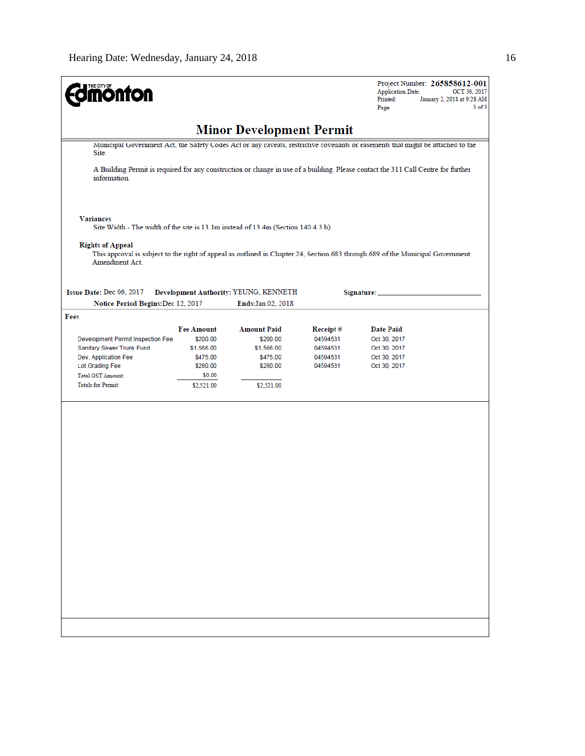THE CITY OF Edmonton

Project Number: **265858612-001**
Application Date: OCT 30, 2017
Printed: January 2, 2018 at 9:28 AM
Page: 3 of 3

# Minor Development Permit

Municipal Government Act, the Safety Codes Act or any caveats, restrictive covenants or easements that might be attached to the Site.

A Building Permit is required for any construction or change in use of a building. Please contact the 311 Call Centre for further information.

**Variances**

Site Width - The width of the site is 13.1m instead of 13.4m (Section 140.4.3.b).

**Rights of Appeal**

This approval is subject to the right of appeal as outlined in Chapter 24, Section 683 through 689 of the Municipal Government Amendment Act.

**Issue Date:** Dec 06, 2017 **Development Authority:** YEUNG, KENNETH **Signature:** ___________________________

**Notice Period Begins:** Dec 12, 2017 **Ends:** Jan 02, 2018

**Fees**

| | Fee Amount | Amount Paid | Receipt # | Date Paid |
|---|---|---|---|---|
| Development Permit Inspection Fee | $200.00 | $200.00 | 04594531 | Oct 30, 2017 |
| Sanitary Sewer Trunk Fund | $1,566.00 | $1,566.00 | 04594531 | Oct 30, 2017 |
| Dev. Application Fee | $475.00 | $475.00 | 04594531 | Oct 30, 2017 |
| Lot Grading Fee | $280.00 | $280.00 | 04594531 | Oct 30, 2017 |
| Total GST Amount: | $0.00 | | | |
| Totals for Permit: | $2,521.00 | $2,521.00 | | |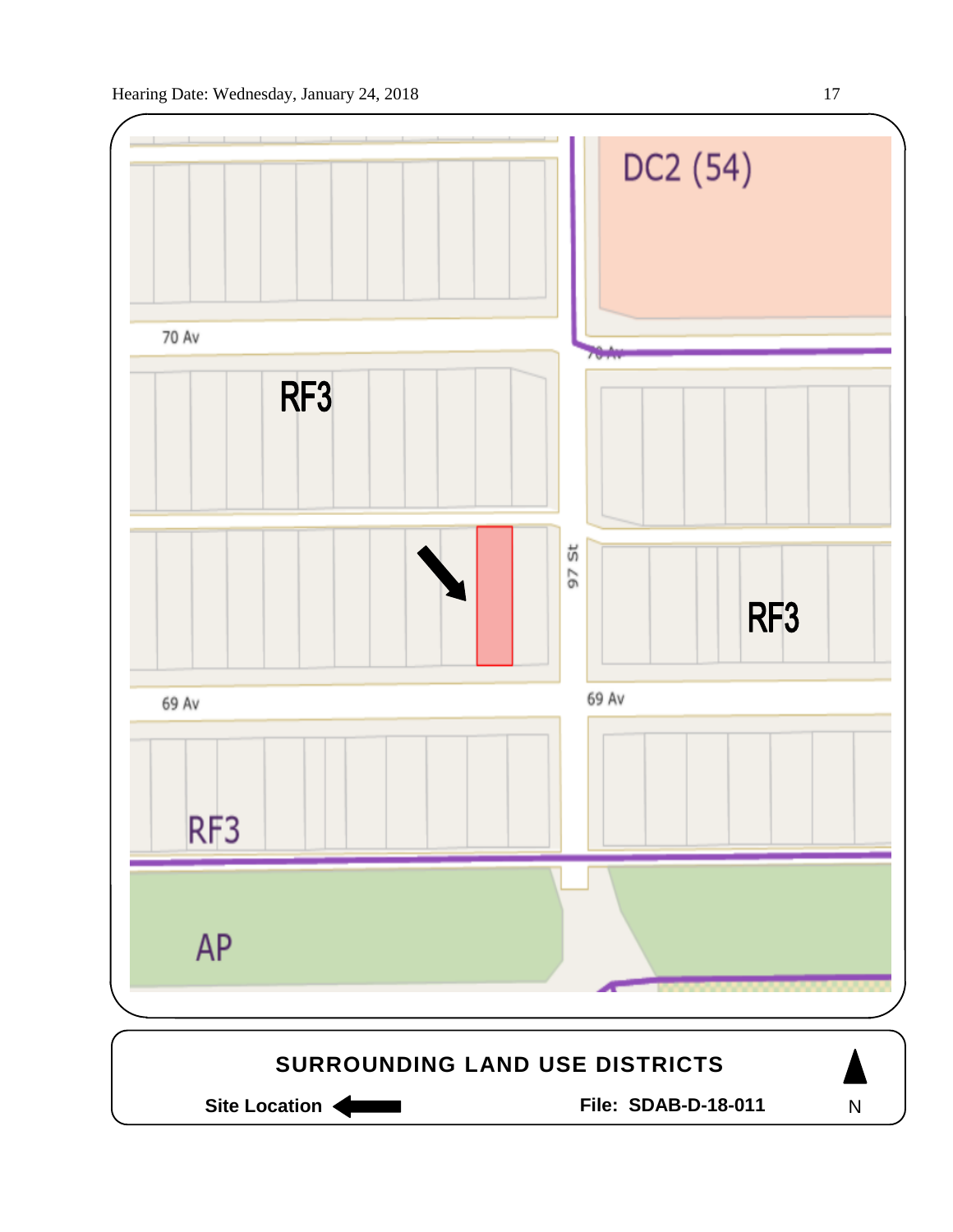Hearing Date: Wednesday, January 24, 2018

DC2 (54)

70 Av

RF3

97 St

RF3

69 Av

69 Av

RF3

AP

**SURROUNDING LAND USE DISTRICTS**

**Site Location** ←

**File: SDAB-D-18-011**

N